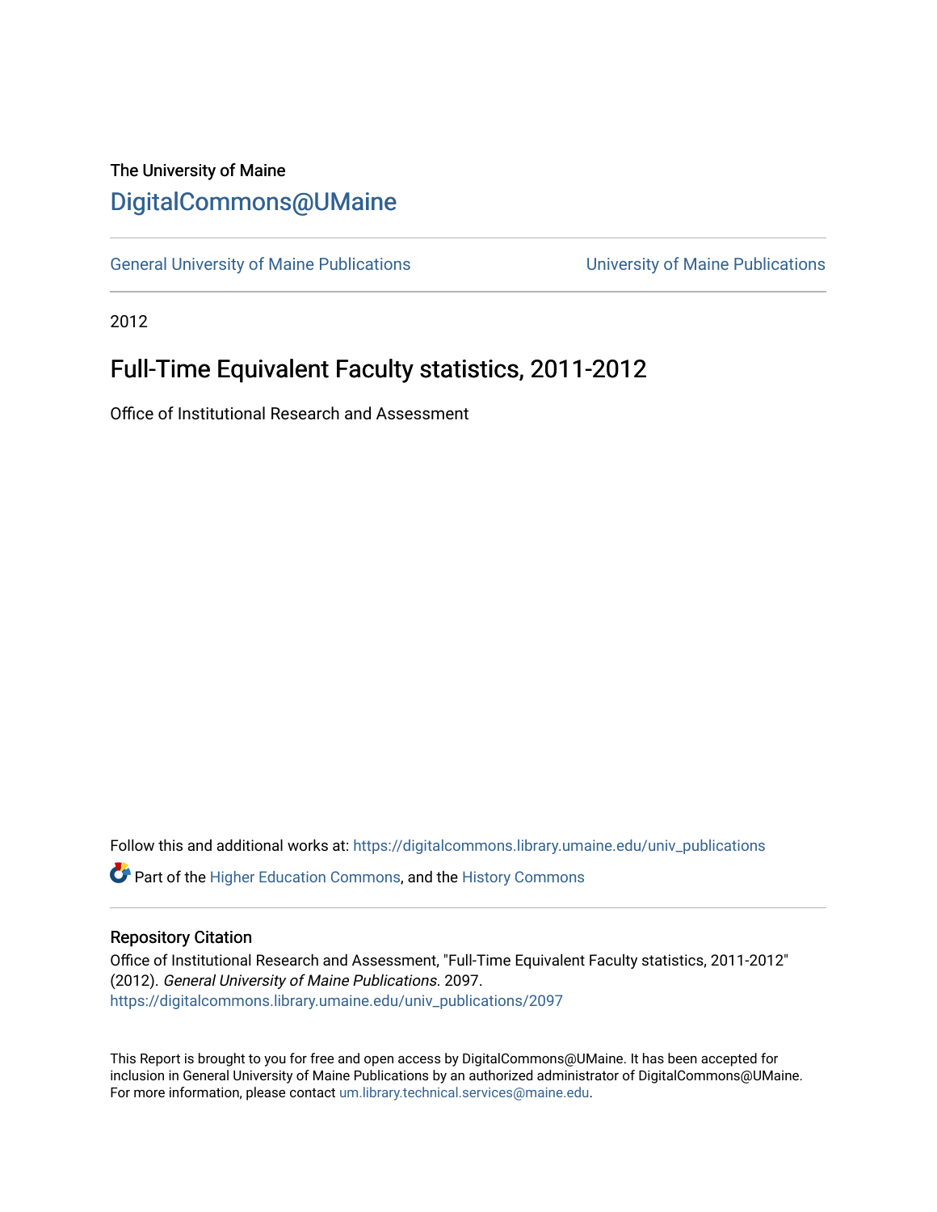The University of Maine

# DigitalCommons@UMaine

General University of Maine Publications | University of Maine Publications

2012

## Full-Time Equivalent Faculty statistics, 2011-2012

Office of Institutional Research and Assessment

Follow this and additional works at: https://digitalcommons.library.umaine.edu/univ_publications

Part of the Higher Education Commons, and the History Commons

### Repository Citation

Office of Institutional Research and Assessment, "Full-Time Equivalent Faculty statistics, 2011-2012" (2012). *General University of Maine Publications*. 2097.
https://digitalcommons.library.umaine.edu/univ_publications/2097

This Report is brought to you for free and open access by DigitalCommons@UMaine. It has been accepted for inclusion in General University of Maine Publications by an authorized administrator of DigitalCommons@UMaine. For more information, please contact um.library.technical.services@maine.edu.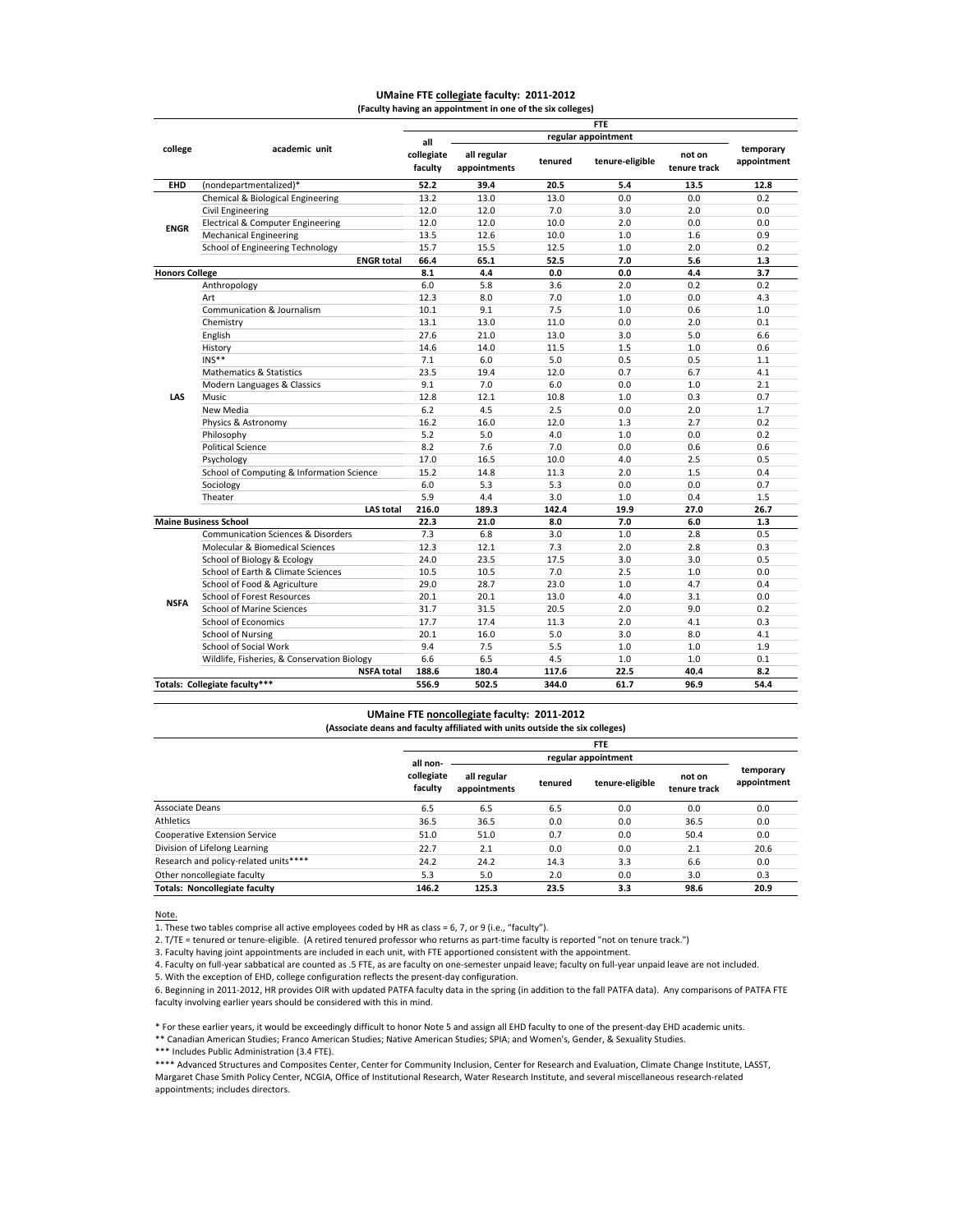## UMaine FTE collegiate faculty: 2011-2012

(Faculty having an appointment in one of the six colleges)

| college | academic unit | FTE | | | | | |
|---|---|---|---|---|---|---|---|
| | | all collegiate faculty | regular appointment | | | | temporary appointment |
| | | | all regular appointments | tenured | tenure-eligible | not on tenure track | |
| **EHD** | (nondepartmentalized)* | **52.2** | **39.4** | **20.5** | **5.4** | **13.5** | **12.8** |
| **ENGR** | Chemical & Biological Engineering | 13.2 | 13.0 | 13.0 | 0.0 | 0.0 | 0.2 |
| | Civil Engineering | 12.0 | 12.0 | 7.0 | 3.0 | 2.0 | 0.0 |
| | Electrical & Computer Engineering | 12.0 | 12.0 | 10.0 | 2.0 | 0.0 | 0.0 |
| | Mechanical Engineering | 13.5 | 12.6 | 10.0 | 1.0 | 1.6 | 0.9 |
| | School of Engineering Technology | 15.7 | 15.5 | 12.5 | 1.0 | 2.0 | 0.2 |
| | **ENGR total** | **66.4** | **65.1** | **52.5** | **7.0** | **5.6** | **1.3** |
| **Honors College** | | **8.1** | **4.4** | **0.0** | **0.0** | **4.4** | **3.7** |
| **LAS** | Anthropology | 6.0 | 5.8 | 3.6 | 2.0 | 0.2 | 0.2 |
| | Art | 12.3 | 8.0 | 7.0 | 1.0 | 0.0 | 4.3 |
| | Communication & Journalism | 10.1 | 9.1 | 7.5 | 1.0 | 0.6 | 1.0 |
| | Chemistry | 13.1 | 13.0 | 11.0 | 0.0 | 2.0 | 0.1 |
| | English | 27.6 | 21.0 | 13.0 | 3.0 | 5.0 | 6.6 |
| | History | 14.6 | 14.0 | 11.5 | 1.5 | 1.0 | 0.6 |
| | INS** | 7.1 | 6.0 | 5.0 | 0.5 | 0.5 | 1.1 |
| | Mathematics & Statistics | 23.5 | 19.4 | 12.0 | 0.7 | 6.7 | 4.1 |
| | Modern Languages & Classics | 9.1 | 7.0 | 6.0 | 0.0 | 1.0 | 2.1 |
| | Music | 12.8 | 12.1 | 10.8 | 1.0 | 0.3 | 0.7 |
| | New Media | 6.2 | 4.5 | 2.5 | 0.0 | 2.0 | 1.7 |
| | Physics & Astronomy | 16.2 | 16.0 | 12.0 | 1.3 | 2.7 | 0.2 |
| | Philosophy | 5.2 | 5.0 | 4.0 | 1.0 | 0.0 | 0.2 |
| | Political Science | 8.2 | 7.6 | 7.0 | 0.0 | 0.6 | 0.6 |
| | Psychology | 17.0 | 16.5 | 10.0 | 4.0 | 2.5 | 0.5 |
| | School of Computing & Information Science | 15.2 | 14.8 | 11.3 | 2.0 | 1.5 | 0.4 |
| | Sociology | 6.0 | 5.3 | 5.3 | 0.0 | 0.0 | 0.7 |
| | Theater | 5.9 | 4.4 | 3.0 | 1.0 | 0.4 | 1.5 |
| | **LAS total** | **216.0** | **189.3** | **142.4** | **19.9** | **27.0** | **26.7** |
| **Maine Business School** | | **22.3** | **21.0** | **8.0** | **7.0** | **6.0** | **1.3** |
| **NSFA** | Communication Sciences & Disorders | 7.3 | 6.8 | 3.0 | 1.0 | 2.8 | 0.5 |
| | Molecular & Biomedical Sciences | 12.3 | 12.1 | 7.3 | 2.0 | 2.8 | 0.3 |
| | School of Biology & Ecology | 24.0 | 23.5 | 17.5 | 3.0 | 3.0 | 0.5 |
| | School of Earth & Climate Sciences | 10.5 | 10.5 | 7.0 | 2.5 | 1.0 | 0.0 |
| | School of Food & Agriculture | 29.0 | 28.7 | 23.0 | 1.0 | 4.7 | 0.4 |
| | School of Forest Resources | 20.1 | 20.1 | 13.0 | 4.0 | 3.1 | 0.0 |
| | School of Marine Sciences | 31.7 | 31.5 | 20.5 | 2.0 | 9.0 | 0.2 |
| | School of Economics | 17.7 | 17.4 | 11.3 | 2.0 | 4.1 | 0.3 |
| | School of Nursing | 20.1 | 16.0 | 5.0 | 3.0 | 8.0 | 4.1 |
| | School of Social Work | 9.4 | 7.5 | 5.5 | 1.0 | 1.0 | 1.9 |
| | Wildlife, Fisheries, & Conservation Biology | 6.6 | 6.5 | 4.5 | 1.0 | 1.0 | 0.1 |
| | **NSFA total** | **188.6** | **180.4** | **117.6** | **22.5** | **40.4** | **8.2** |
| **Totals: Collegiate faculty***** | | **556.9** | **502.5** | **344.0** | **61.7** | **96.9** | **54.4** |

## UMaine FTE noncollegiate faculty: 2011-2012

(Associate deans and faculty affiliated with units outside the six colleges)

| | FTE | | | | | |
|---|---|---|---|---|---|---|
| | all non-collegiate faculty | regular appointment | | | | temporary appointment |
| | | all regular appointments | tenured | tenure-eligible | not on tenure track | |
| Associate Deans | 6.5 | 6.5 | 6.5 | 0.0 | 0.0 | 0.0 |
| Athletics | 36.5 | 36.5 | 0.0 | 0.0 | 36.5 | 0.0 |
| Cooperative Extension Service | 51.0 | 51.0 | 0.7 | 0.0 | 50.4 | 0.0 |
| Division of Lifelong Learning | 22.7 | 2.1 | 0.0 | 0.0 | 2.1 | 20.6 |
| Research and policy-related units**** | 24.2 | 24.2 | 14.3 | 3.3 | 6.6 | 0.0 |
| Other noncollegiate faculty | 5.3 | 5.0 | 2.0 | 0.0 | 3.0 | 0.3 |
| **Totals: Noncollegiate faculty** | **146.2** | **125.3** | **23.5** | **3.3** | **98.6** | **20.9** |

Note.

1. These two tables comprise all active employees coded by HR as class = 6, 7, or 9 (i.e., "faculty").
2. T/TE = tenured or tenure-eligible. (A retired tenured professor who returns as part-time faculty is reported "not on tenure track.")
3. Faculty having joint appointments are included in each unit, with FTE apportioned consistent with the appointment.
4. Faculty on full-year sabbatical are counted as .5 FTE, as are faculty on one-semester unpaid leave; faculty on full-year unpaid leave are not included.
5. With the exception of EHD, college configuration reflects the present-day configuration.
6. Beginning in 2011-2012, HR provides OIR with updated PATFA faculty data in the spring (in addition to the fall PATFA data). Any comparisons of PATFA FTE faculty involving earlier years should be considered with this in mind.

\* For these earlier years, it would be exceedingly difficult to honor Note 5 and assign all EHD faculty to one of the present-day EHD academic units.

** Canadian American Studies; Franco American Studies; Native American Studies; SPIA; and Women's, Gender, & Sexuality Studies.

*** Includes Public Administration (3.4 FTE).

**** Advanced Structures and Composites Center, Center for Community Inclusion, Center for Research and Evaluation, Climate Change Institute, LASST, Margaret Chase Smith Policy Center, NCGIA, Office of Institutional Research, Water Research Institute, and several miscellaneous research-related appointments; includes directors.